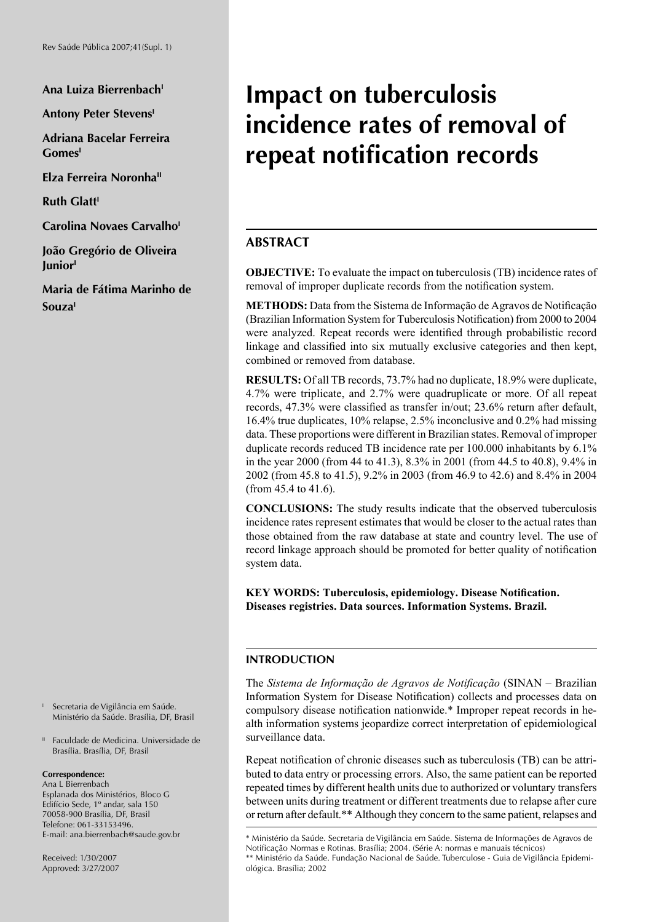# Impact on tuberculosis incidence rates of removal of repeat notification records

**Ana Luiza Bierrenbach**[I]

**Antony Peter Stevens**[I]

**Adriana Bacelar Ferreira Gomes**[I]

**Elza Ferreira Noronha**[II]

**Ruth Glatt**[I]

**Carolina Novaes Carvalho**[I]

**João Gregório de Oliveira Junior**[I]

**Maria de Fátima Marinho de Souza**[I]

## ABSTRACT

**OBJECTIVE:** To evaluate the impact on tuberculosis (TB) incidence rates of removal of improper duplicate records from the notification system.

**METHODS:** Data from the Sistema de Informação de Agravos de Notificação (Brazilian Information System for Tuberculosis Notification) from 2000 to 2004 were analyzed. Repeat records were identified through probabilistic record linkage and classified into six mutually exclusive categories and then kept, combined or removed from database.

**RESULTS:** Of all TB records, 73.7% had no duplicate, 18.9% were duplicate, 4.7% were triplicate, and 2.7% were quadruplicate or more. Of all repeat records, 47.3% were classified as transfer in/out; 23.6% return after default, 16.4% true duplicates, 10% relapse, 2.5% inconclusive and 0.2% had missing data. These proportions were different in Brazilian states. Removal of improper duplicate records reduced TB incidence rate per 100.000 inhabitants by 6.1% in the year 2000 (from 44 to 41.3), 8.3% in 2001 (from 44.5 to 40.8), 9.4% in 2002 (from 45.8 to 41.5), 9.2% in 2003 (from 46.9 to 42.6) and 8.4% in 2004 (from 45.4 to 41.6).

**CONCLUSIONS:** The study results indicate that the observed tuberculosis incidence rates represent estimates that would be closer to the actual rates than those obtained from the raw database at state and country level. The use of record linkage approach should be promoted for better quality of notification system data.

**KEY WORDS: Tuberculosis, epidemiology. Disease Notification. Diseases registries. Data sources. Information Systems. Brazil.**

### INTRODUCTION

The *Sistema de Informação de Agravos de Notificação* (SINAN – Brazilian Information System for Disease Notification) collects and processes data on compulsory disease notification nationwide.* Improper repeat records in health information systems jeopardize correct interpretation of epidemiological surveillance data.

Repeat notification of chronic diseases such as tuberculosis (TB) can be attributed to data entry or processing errors. Also, the same patient can be reported repeated times by different health units due to authorized or voluntary transfers between units during treatment or different treatments due to relapse after cure or return after default.** Although they concern to the same patient, relapses and

[I] Secretaria de Vigilância em Saúde. Ministério da Saúde. Brasília, DF, Brasil

[II] Faculdade de Medicina. Universidade de Brasília. Brasília, DF, Brasil

**Correspondence:**
Ana L Bierrenbach
Esplanada dos Ministérios, Bloco G
Edifício Sede, 1º andar, sala 150
70058-900 Brasília, DF, Brasil
Telefone: 061-33153496.
E-mail: ana.bierrenbach@saude.gov.br

Received: 1/30/2007
Approved: 3/27/2007

\* Ministério da Saúde. Secretaria de Vigilância em Saúde. Sistema de Informações de Agravos de Notificação Normas e Rotinas. Brasília; 2004. (Série A: normas e manuais técnicos)

\*\* Ministério da Saúde. Fundação Nacional de Saúde. Tuberculose - Guia de Vigilância Epidemiológica. Brasília; 2002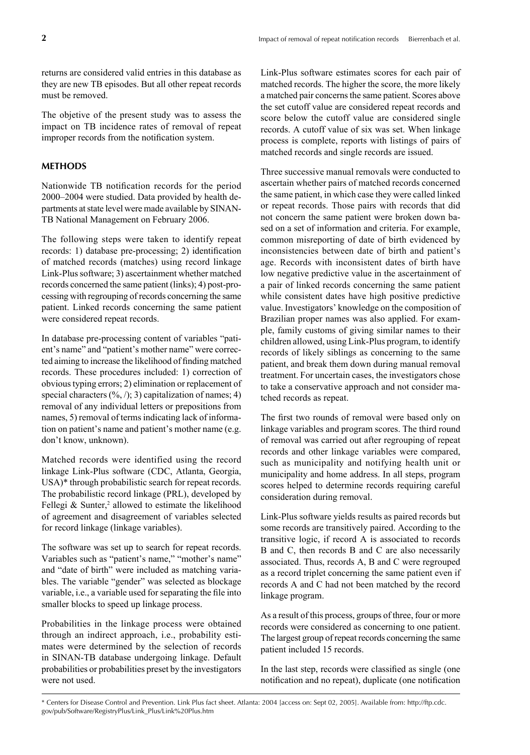returns are considered valid entries in this database as they are new TB episodes. But all other repeat records must be removed.

The objetive of the present study was to assess the impact on TB incidence rates of removal of repeat improper records from the notification system.

## METHODS

Nationwide TB notification records for the period 2000–2004 were studied. Data provided by health departments at state level were made available by SINAN-TB National Management on February 2006.

The following steps were taken to identify repeat records: 1) database pre-processing; 2) identification of matched records (matches) using record linkage Link-Plus software; 3) ascertainment whether matched records concerned the same patient (links); 4) post-processing with regrouping of records concerning the same patient. Linked records concerning the same patient were considered repeat records.

In database pre-processing content of variables "patient's name" and "patient's mother name" were corrected aiming to increase the likelihood of finding matched records. These procedures included: 1) correction of obvious typing errors; 2) elimination or replacement of special characters (%, /); 3) capitalization of names; 4) removal of any individual letters or prepositions from names, 5) removal of terms indicating lack of information on patient's name and patient's mother name (e.g. don't know, unknown).

Matched records were identified using the record linkage Link-Plus software (CDC, Atlanta, Georgia, USA)* through probabilistic search for repeat records. The probabilistic record linkage (PRL), developed by Fellegi & Sunter,[2] allowed to estimate the likelihood of agreement and disagreement of variables selected for record linkage (linkage variables).

The software was set up to search for repeat records. Variables such as "patient's name," "mother's name" and "date of birth" were included as matching variables. The variable "gender" was selected as blockage variable, i.e., a variable used for separating the file into smaller blocks to speed up linkage process.

Probabilities in the linkage process were obtained through an indirect approach, i.e., probability estimates were determined by the selection of records in SINAN-TB database undergoing linkage. Default probabilities or probabilities preset by the investigators were not used.

Link-Plus software estimates scores for each pair of matched records. The higher the score, the more likely a matched pair concerns the same patient. Scores above the set cutoff value are considered repeat records and score below the cutoff value are considered single records. A cutoff value of six was set. When linkage process is complete, reports with listings of pairs of matched records and single records are issued.

Three successive manual removals were conducted to ascertain whether pairs of matched records concerned the same patient, in which case they were called linked or repeat records. Those pairs with records that did not concern the same patient were broken down based on a set of information and criteria. For example, common misreporting of date of birth evidenced by inconsistencies between date of birth and patient's age. Records with inconsistent dates of birth have low negative predictive value in the ascertainment of a pair of linked records concerning the same patient while consistent dates have high positive predictive value. Investigators' knowledge on the composition of Brazilian proper names was also applied. For example, family customs of giving similar names to their children allowed, using Link-Plus program, to identify records of likely siblings as concerning to the same patient, and break them down during manual removal treatment. For uncertain cases, the investigators chose to take a conservative approach and not consider matched records as repeat.

The first two rounds of removal were based only on linkage variables and program scores. The third round of removal was carried out after regrouping of repeat records and other linkage variables were compared, such as municipality and notifying health unit or municipality and home address. In all steps, program scores helped to determine records requiring careful consideration during removal.

Link-Plus software yields results as paired records but some records are transitively paired. According to the transitive logic, if record A is associated to records B and C, then records B and C are also necessarily associated. Thus, records A, B and C were regrouped as a record triplet concerning the same patient even if records A and C had not been matched by the record linkage program.

As a result of this process, groups of three, four or more records were considered as concerning to one patient. The largest group of repeat records concerning the same patient included 15 records.

In the last step, records were classified as single (one notification and no repeat), duplicate (one notification

---

\* Centers for Disease Control and Prevention. Link Plus fact sheet. Atlanta: 2004 [access on: Sept 02, 2005]. Available from: http://ftp.cdc.gov/pub/Software/RegistryPlus/Link_Plus/Link%20Plus.htm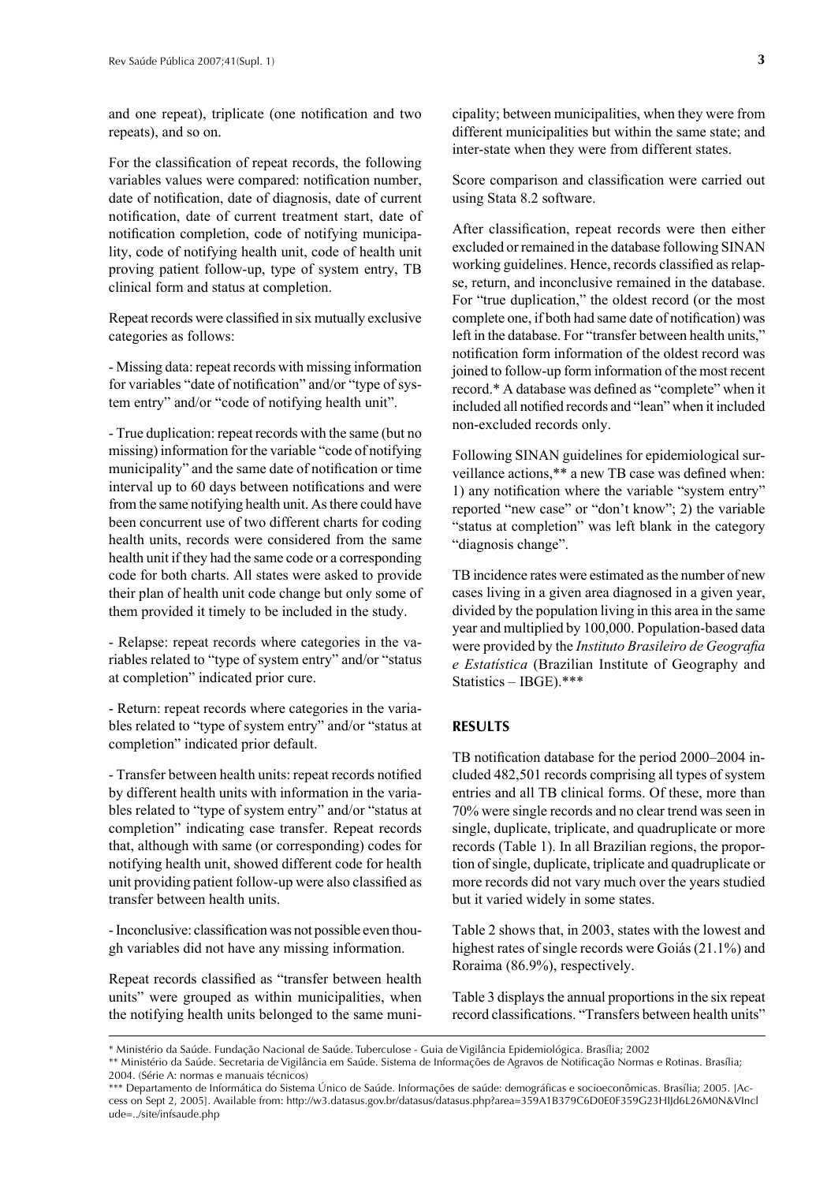and one repeat), triplicate (one notification and two repeats), and so on.

For the classification of repeat records, the following variables values were compared: notification number, date of notification, date of diagnosis, date of current notification, date of current treatment start, date of notification completion, code of notifying municipality, code of notifying health unit, code of health unit proving patient follow-up, type of system entry, TB clinical form and status at completion.

Repeat records were classified in six mutually exclusive categories as follows:

- Missing data: repeat records with missing information for variables "date of notification" and/or "type of system entry" and/or "code of notifying health unit".

- True duplication: repeat records with the same (but no missing) information for the variable "code of notifying municipality" and the same date of notification or time interval up to 60 days between notifications and were from the same notifying health unit. As there could have been concurrent use of two different charts for coding health units, records were considered from the same health unit if they had the same code or a corresponding code for both charts. All states were asked to provide their plan of health unit code change but only some of them provided it timely to be included in the study.

- Relapse: repeat records where categories in the variables related to "type of system entry" and/or "status at completion" indicated prior cure.

- Return: repeat records where categories in the variables related to "type of system entry" and/or "status at completion" indicated prior default.

- Transfer between health units: repeat records notified by different health units with information in the variables related to "type of system entry" and/or "status at completion" indicating case transfer. Repeat records that, although with same (or corresponding) codes for notifying health unit, showed different code for health unit providing patient follow-up were also classified as transfer between health units.

- Inconclusive: classification was not possible even though variables did not have any missing information.

Repeat records classified as "transfer between health units" were grouped as within municipalities, when the notifying health units belonged to the same municipality; between municipalities, when they were from different municipalities but within the same state; and inter-state when they were from different states.

Score comparison and classification were carried out using Stata 8.2 software.

After classification, repeat records were then either excluded or remained in the database following SINAN working guidelines. Hence, records classified as relapse, return, and inconclusive remained in the database. For "true duplication," the oldest record (or the most complete one, if both had same date of notification) was left in the database. For "transfer between health units," notification form information of the oldest record was joined to follow-up form information of the most recent record.* A database was defined as "complete" when it included all notified records and "lean" when it included non-excluded records only.

Following SINAN guidelines for epidemiological surveillance actions,** a new TB case was defined when: 1) any notification where the variable "system entry" reported "new case" or "don't know"; 2) the variable "status at completion" was left blank in the category "diagnosis change".

TB incidence rates were estimated as the number of new cases living in a given area diagnosed in a given year, divided by the population living in this area in the same year and multiplied by 100,000. Population-based data were provided by the *Instituto Brasileiro de Geografia e Estatística* (Brazilian Institute of Geography and Statistics – IBGE).***

## RESULTS

TB notification database for the period 2000–2004 included 482,501 records comprising all types of system entries and all TB clinical forms. Of these, more than 70% were single records and no clear trend was seen in single, duplicate, triplicate, and quadruplicate or more records (Table 1). In all Brazilian regions, the proportion of single, duplicate, triplicate and quadruplicate or more records did not vary much over the years studied but it varied widely in some states.

Table 2 shows that, in 2003, states with the lowest and highest rates of single records were Goiás (21.1%) and Roraima (86.9%), respectively.

Table 3 displays the annual proportions in the six repeat record classifications. "Transfers between health units"

---

* Ministério da Saúde. Fundação Nacional de Saúde. Tuberculose - Guia de Vigilância Epidemiológica. Brasília; 2002

** Ministério da Saúde. Secretaria de Vigilância em Saúde. Sistema de Informações de Agravos de Notificação Normas e Rotinas. Brasília; 2004. (Série A: normas e manuais técnicos)

*** Departamento de Informática do Sistema Único de Saúde. Informações de saúde: demográficas e socioeconômicas. Brasília; 2005. [Access on Sept 2, 2005]. Available from: http://w3.datasus.gov.br/datasus/datasus.php?area=359A1B379C6D0E0F359G23HIJd6L26M0N&VInclude=../site/infsaude.php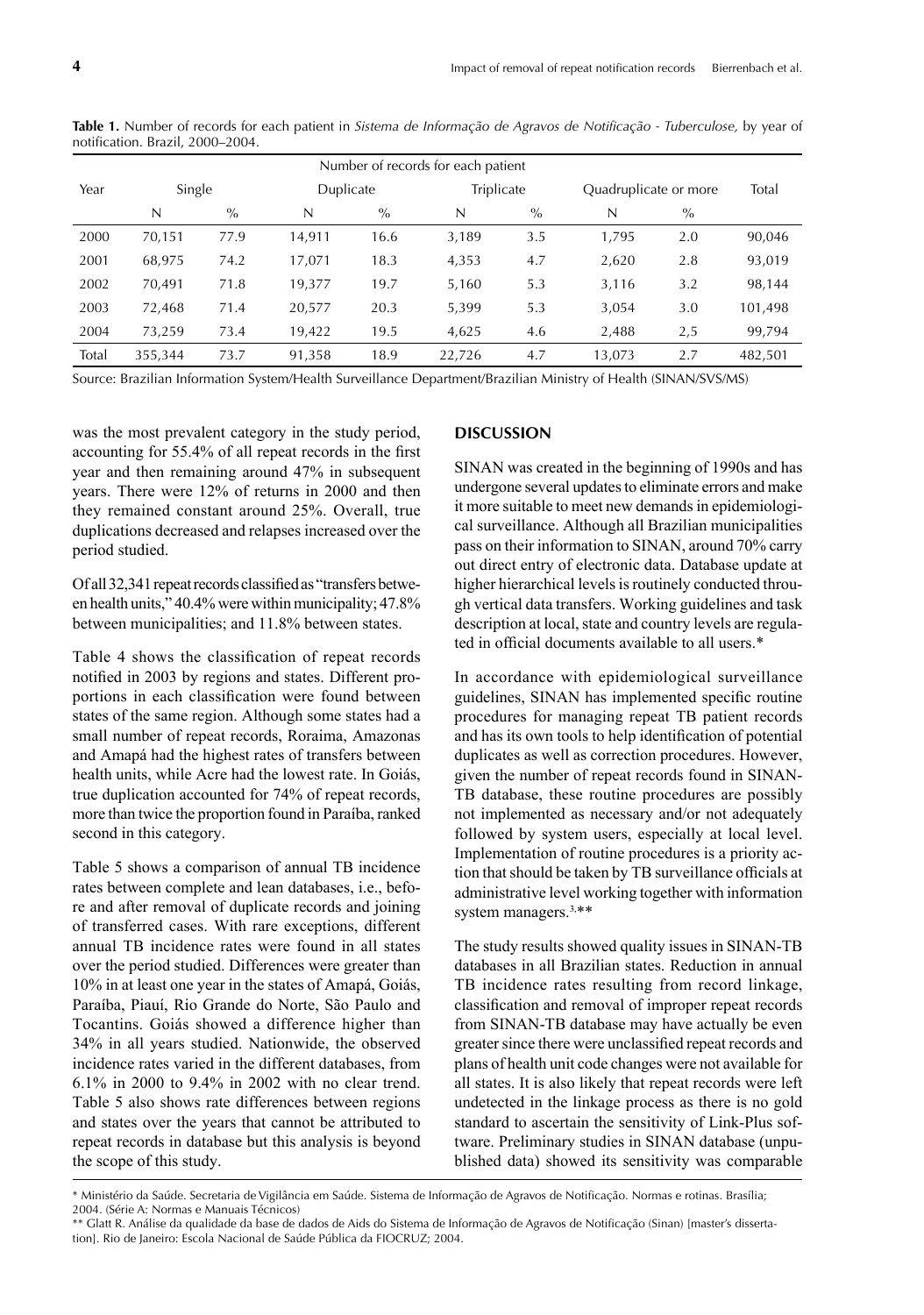**Table 1.** Number of records for each patient in *Sistema de Informação de Agravos de Notificação - Tuberculose,* by year of notification. Brazil, 2000–2004.

| Year | Number of records for each patient | | | | | | | | Total |
|---|---|---|---|---|---|---|---|---|---|
| | Single | | Duplicate | | Triplicate | | Quadruplicate or more | | |
| | N | % | N | % | N | % | N | % | |
| 2000 | 70,151 | 77.9 | 14,911 | 16.6 | 3,189 | 3.5 | 1,795 | 2.0 | 90,046 |
| 2001 | 68,975 | 74.2 | 17,071 | 18.3 | 4,353 | 4.7 | 2,620 | 2.8 | 93,019 |
| 2002 | 70,491 | 71.8 | 19,377 | 19.7 | 5,160 | 5.3 | 3,116 | 3.2 | 98,144 |
| 2003 | 72,468 | 71.4 | 20,577 | 20.3 | 5,399 | 5.3 | 3,054 | 3.0 | 101,498 |
| 2004 | 73,259 | 73.4 | 19,422 | 19.5 | 4,625 | 4.6 | 2,488 | 2,5 | 99,794 |
| Total | 355,344 | 73.7 | 91,358 | 18.9 | 22,726 | 4.7 | 13,073 | 2.7 | 482,501 |

Source: Brazilian Information System/Health Surveillance Department/Brazilian Ministry of Health (SINAN/SVS/MS)

was the most prevalent category in the study period, accounting for 55.4% of all repeat records in the first year and then remaining around 47% in subsequent years. There were 12% of returns in 2000 and then they remained constant around 25%. Overall, true duplications decreased and relapses increased over the period studied.

Of all 32,341 repeat records classified as "transfers between health units," 40.4% were within municipality; 47.8% between municipalities; and 11.8% between states.

Table 4 shows the classification of repeat records notified in 2003 by regions and states. Different proportions in each classification were found between states of the same region. Although some states had a small number of repeat records, Roraima, Amazonas and Amapá had the highest rates of transfers between health units, while Acre had the lowest rate. In Goiás, true duplication accounted for 74% of repeat records, more than twice the proportion found in Paraíba, ranked second in this category.

Table 5 shows a comparison of annual TB incidence rates between complete and lean databases, i.e., before and after removal of duplicate records and joining of transferred cases. With rare exceptions, different annual TB incidence rates were found in all states over the period studied. Differences were greater than 10% in at least one year in the states of Amapá, Goiás, Paraíba, Piauí, Rio Grande do Norte, São Paulo and Tocantins. Goiás showed a difference higher than 34% in all years studied. Nationwide, the observed incidence rates varied in the different databases, from 6.1% in 2000 to 9.4% in 2002 with no clear trend. Table 5 also shows rate differences between regions and states over the years that cannot be attributed to repeat records in database but this analysis is beyond the scope of this study.

## DISCUSSION

SINAN was created in the beginning of 1990s and has undergone several updates to eliminate errors and make it more suitable to meet new demands in epidemiological surveillance. Although all Brazilian municipalities pass on their information to SINAN, around 70% carry out direct entry of electronic data. Database update at higher hierarchical levels is routinely conducted through vertical data transfers. Working guidelines and task description at local, state and country levels are regulated in official documents available to all users.*

In accordance with epidemiological surveillance guidelines, SINAN has implemented specific routine procedures for managing repeat TB patient records and has its own tools to help identification of potential duplicates as well as correction procedures. However, given the number of repeat records found in SINAN-TB database, these routine procedures are possibly not implemented as necessary and/or not adequately followed by system users, especially at local level. Implementation of routine procedures is a priority action that should be taken by TB surveillance officials at administrative level working together with information system managers.[3,]**

The study results showed quality issues in SINAN-TB databases in all Brazilian states. Reduction in annual TB incidence rates resulting from record linkage, classification and removal of improper repeat records from SINAN-TB database may have actually be even greater since there were unclassified repeat records and plans of health unit code changes were not available for all states. It is also likely that repeat records were left undetected in the linkage process as there is no gold standard to ascertain the sensitivity of Link-Plus software. Preliminary studies in SINAN database (unpublished data) showed its sensitivity was comparable

\* Ministério da Saúde. Secretaria de Vigilância em Saúde. Sistema de Informação de Agravos de Notificação. Normas e rotinas. Brasília; 2004. (Série A: Normas e Manuais Técnicos)

\*\* Glatt R. Análise da qualidade da base de dados de Aids do Sistema de Informação de Agravos de Notificação (Sinan) [master's dissertation]. Rio de Janeiro: Escola Nacional de Saúde Pública da FIOCRUZ; 2004.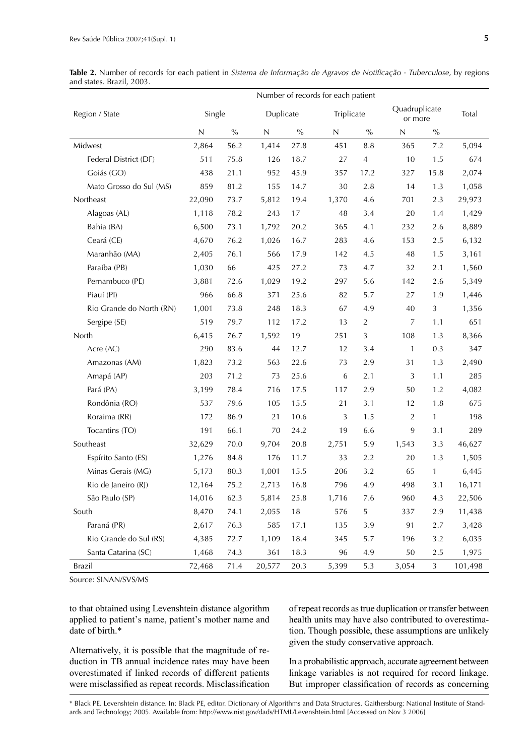**Table 2.** Number of records for each patient in *Sistema de Informação de Agravos de Notificação - Tuberculose,* by regions and states. Brazil, 2003.

| Region / State | Number of records for each patient | | | | | | | | |
|---|---|---|---|---|---|---|---|---|---|
| | Single | | Duplicate | | Triplicate | | Quadruplicate or more | | Total |
| | N | % | N | % | N | % | N | % | |
| Midwest | 2,864 | 56.2 | 1,414 | 27.8 | 451 | 8.8 | 365 | 7.2 | 5,094 |
| Federal District (DF) | 511 | 75.8 | 126 | 18.7 | 27 | 4 | 10 | 1.5 | 674 |
| Goiás (GO) | 438 | 21.1 | 952 | 45.9 | 357 | 17.2 | 327 | 15.8 | 2,074 |
| Mato Grosso do Sul (MS) | 859 | 81.2 | 155 | 14.7 | 30 | 2.8 | 14 | 1.3 | 1,058 |
| Northeast | 22,090 | 73.7 | 5,812 | 19.4 | 1,370 | 4.6 | 701 | 2.3 | 29,973 |
| Alagoas (AL) | 1,118 | 78.2 | 243 | 17 | 48 | 3.4 | 20 | 1.4 | 1,429 |
| Bahia (BA) | 6,500 | 73.1 | 1,792 | 20.2 | 365 | 4.1 | 232 | 2.6 | 8,889 |
| Ceará (CE) | 4,670 | 76.2 | 1,026 | 16.7 | 283 | 4.6 | 153 | 2.5 | 6,132 |
| Maranhão (MA) | 2,405 | 76.1 | 566 | 17.9 | 142 | 4.5 | 48 | 1.5 | 3,161 |
| Paraíba (PB) | 1,030 | 66 | 425 | 27.2 | 73 | 4.7 | 32 | 2.1 | 1,560 |
| Pernambuco (PE) | 3,881 | 72.6 | 1,029 | 19.2 | 297 | 5.6 | 142 | 2.6 | 5,349 |
| Piauí (PI) | 966 | 66.8 | 371 | 25.6 | 82 | 5.7 | 27 | 1.9 | 1,446 |
| Rio Grande do North (RN) | 1,001 | 73.8 | 248 | 18.3 | 67 | 4.9 | 40 | 3 | 1,356 |
| Sergipe (SE) | 519 | 79.7 | 112 | 17.2 | 13 | 2 | 7 | 1.1 | 651 |
| North | 6,415 | 76.7 | 1,592 | 19 | 251 | 3 | 108 | 1.3 | 8,366 |
| Acre (AC) | 290 | 83.6 | 44 | 12.7 | 12 | 3.4 | 1 | 0.3 | 347 |
| Amazonas (AM) | 1,823 | 73.2 | 563 | 22.6 | 73 | 2.9 | 31 | 1.3 | 2,490 |
| Amapá (AP) | 203 | 71.2 | 73 | 25.6 | 6 | 2.1 | 3 | 1.1 | 285 |
| Pará (PA) | 3,199 | 78.4 | 716 | 17.5 | 117 | 2.9 | 50 | 1.2 | 4,082 |
| Rondônia (RO) | 537 | 79.6 | 105 | 15.5 | 21 | 3.1 | 12 | 1.8 | 675 |
| Roraima (RR) | 172 | 86.9 | 21 | 10.6 | 3 | 1.5 | 2 | 1 | 198 |
| Tocantins (TO) | 191 | 66.1 | 70 | 24.2 | 19 | 6.6 | 9 | 3.1 | 289 |
| Southeast | 32,629 | 70.0 | 9,704 | 20.8 | 2,751 | 5.9 | 1,543 | 3.3 | 46,627 |
| Espírito Santo (ES) | 1,276 | 84.8 | 176 | 11.7 | 33 | 2.2 | 20 | 1.3 | 1,505 |
| Minas Gerais (MG) | 5,173 | 80.3 | 1,001 | 15.5 | 206 | 3.2 | 65 | 1 | 6,445 |
| Rio de Janeiro (RJ) | 12,164 | 75.2 | 2,713 | 16.8 | 796 | 4.9 | 498 | 3.1 | 16,171 |
| São Paulo (SP) | 14,016 | 62.3 | 5,814 | 25.8 | 1,716 | 7.6 | 960 | 4.3 | 22,506 |
| South | 8,470 | 74.1 | 2,055 | 18 | 576 | 5 | 337 | 2.9 | 11,438 |
| Paraná (PR) | 2,617 | 76.3 | 585 | 17.1 | 135 | 3.9 | 91 | 2.7 | 3,428 |
| Rio Grande do Sul (RS) | 4,385 | 72.7 | 1,109 | 18.4 | 345 | 5.7 | 196 | 3.2 | 6,035 |
| Santa Catarina (SC) | 1,468 | 74.3 | 361 | 18.3 | 96 | 4.9 | 50 | 2.5 | 1,975 |
| Brazil | 72,468 | 71.4 | 20,577 | 20.3 | 5,399 | 5.3 | 3,054 | 3 | 101,498 |

Source: SINAN/SVS/MS

to that obtained using Levenshtein distance algorithm applied to patient's name, patient's mother name and date of birth.*

Alternatively, it is possible that the magnitude of reduction in TB annual incidence rates may have been overestimated if linked records of different patients were misclassified as repeat records. Misclassification of repeat records as true duplication or transfer between health units may have also contributed to overestimation. Though possible, these assumptions are unlikely given the study conservative approach.

In a probabilistic approach, accurate agreement between linkage variables is not required for record linkage. But improper classification of records as concerning

\* Black PE. Levenshtein distance. In: Black PE, editor. Dictionary of Algorithms and Data Structures. Gaithersburg: National Institute of Standards and Technology; 2005. Available from: http://www.nist.gov/dads/HTML/Levenshtein.html [Accessed on Nov 3 2006]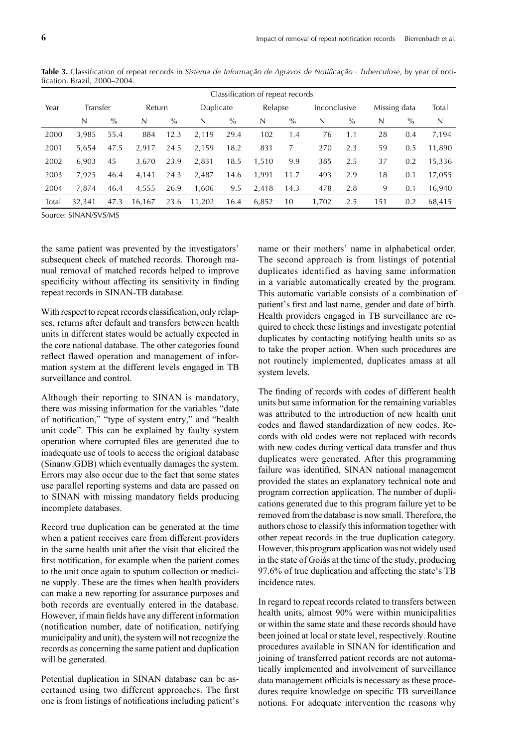**Table 3.** Classification of repeat records in *Sistema de Informação de Agravos de Notificação - Tuberculose,* by year of notification. Brazil, 2000–2004.

| Year | Classification of repeat records | | | | | | | | | | | | |
|---|---|---|---|---|---|---|---|---|---|---|---|---|---|
| | Transfer | | Return | | Duplicate | | Relapse | | Inconclusive | | Missing data | | Total |
| | N | % | N | % | N | % | N | % | N | % | N | % | N |
| 2000 | 3,985 | 55.4 | 884 | 12.3 | 2,119 | 29.4 | 102 | 1.4 | 76 | 1.1 | 28 | 0.4 | 7,194 |
| 2001 | 5,654 | 47.5 | 2,917 | 24.5 | 2,159 | 18.2 | 831 | 7 | 270 | 2.3 | 59 | 0.5 | 11,890 |
| 2002 | 6,903 | 45 | 3,670 | 23.9 | 2,831 | 18.5 | 1,510 | 9.9 | 385 | 2.5 | 37 | 0.2 | 15,336 |
| 2003 | 7,925 | 46.4 | 4,141 | 24.3 | 2,487 | 14.6 | 1,991 | 11.7 | 493 | 2.9 | 18 | 0.1 | 17,055 |
| 2004 | 7,874 | 46.4 | 4,555 | 26.9 | 1,606 | 9.5 | 2,418 | 14.3 | 478 | 2.8 | 9 | 0.1 | 16,940 |
| Total | 32,341 | 47.3 | 16,167 | 23.6 | 11,202 | 16.4 | 6,852 | 10 | 1,702 | 2.5 | 151 | 0.2 | 68,415 |

Source: SINAN/SVS/MS

the same patient was prevented by the investigators' subsequent check of matched records. Thorough manual removal of matched records helped to improve specificity without affecting its sensitivity in finding repeat records in SINAN-TB database.

With respect to repeat records classification, only relapses, returns after default and transfers between health units in different states would be actually expected in the core national database. The other categories found reflect flawed operation and management of information system at the different levels engaged in TB surveillance and control.

Although their reporting to SINAN is mandatory, there was missing information for the variables "date of notification," "type of system entry," and "health unit code". This can be explained by faulty system operation where corrupted files are generated due to inadequate use of tools to access the original database (Sinanw.GDB) which eventually damages the system. Errors may also occur due to the fact that some states use parallel reporting systems and data are passed on to SINAN with missing mandatory fields producing incomplete databases.

Record true duplication can be generated at the time when a patient receives care from different providers in the same health unit after the visit that elicited the first notification, for example when the patient comes to the unit once again to sputum collection or medicine supply. These are the times when health providers can make a new reporting for assurance purposes and both records are eventually entered in the database. However, if main fields have any different information (notification number, date of notification, notifying municipality and unit), the system will not recognize the records as concerning the same patient and duplication will be generated.

Potential duplication in SINAN database can be ascertained using two different approaches. The first one is from listings of notifications including patient's name or their mothers' name in alphabetical order. The second approach is from listings of potential duplicates identified as having same information in a variable automatically created by the program. This automatic variable consists of a combination of patient's first and last name, gender and date of birth. Health providers engaged in TB surveillance are required to check these listings and investigate potential duplicates by contacting notifying health units so as to take the proper action. When such procedures are not routinely implemented, duplicates amass at all system levels.

The finding of records with codes of different health units but same information for the remaining variables was attributed to the introduction of new health unit codes and flawed standardization of new codes. Records with old codes were not replaced with records with new codes during vertical data transfer and thus duplicates were generated. After this programming failure was identified, SINAN national management provided the states an explanatory technical note and program correction application. The number of duplications generated due to this program failure yet to be removed from the database is now small. Therefore, the authors chose to classify this information together with other repeat records in the true duplication category. However, this program application was not widely used in the state of Goiás at the time of the study, producing 97.6% of true duplication and affecting the state's TB incidence rates.

In regard to repeat records related to transfers between health units, almost 90% were within municipalities or within the same state and these records should have been joined at local or state level, respectively. Routine procedures available in SINAN for identification and joining of transferred patient records are not automatically implemented and involvement of surveillance data management officials is necessary as these procedures require knowledge on specific TB surveillance notions. For adequate intervention the reasons why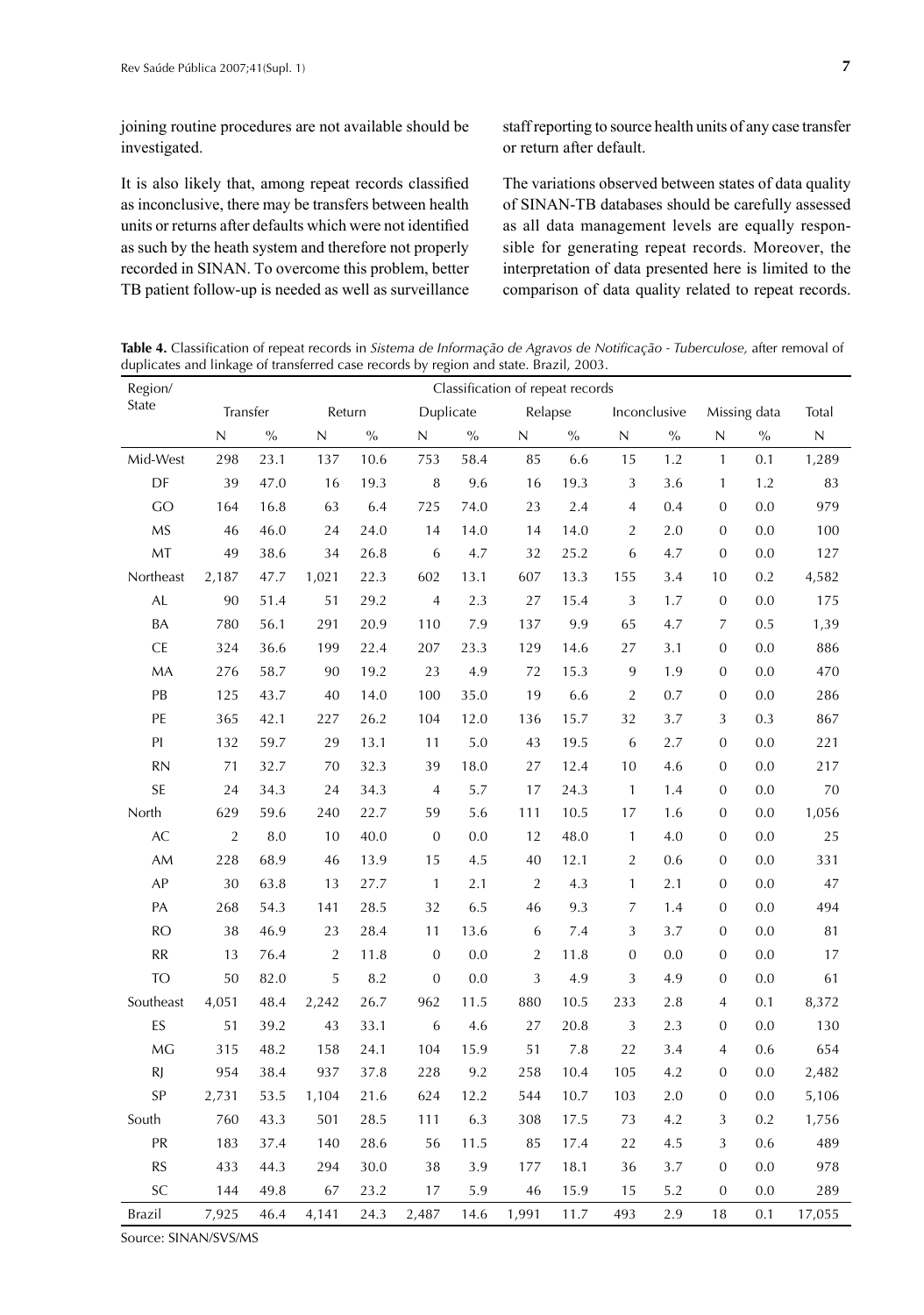joining routine procedures are not available should be investigated.

It is also likely that, among repeat records classified as inconclusive, there may be transfers between health units or returns after defaults which were not identified as such by the heath system and therefore not properly recorded in SINAN. To overcome this problem, better TB patient follow-up is needed as well as surveillance staff reporting to source health units of any case transfer or return after default.

The variations observed between states of data quality of SINAN-TB databases should be carefully assessed as all data management levels are equally responsible for generating repeat records. Moreover, the interpretation of data presented here is limited to the comparison of data quality related to repeat records.

**Table 4.** Classification of repeat records in *Sistema de Informação de Agravos de Notificação - Tuberculose,* after removal of duplicates and linkage of transferred case records by region and state. Brazil, 2003.

| Region/State | Classification of repeat records | | | | | | | | | | | | |
|---|---|---|---|---|---|---|---|---|---|---|---|---|---|
| | Transfer | | Return | | Duplicate | | Relapse | | Inconclusive | | Missing data | | Total |
| | N | % | N | % | N | % | N | % | N | % | N | % | N |
| Mid-West | 298 | 23.1 | 137 | 10.6 | 753 | 58.4 | 85 | 6.6 | 15 | 1.2 | 1 | 0.1 | 1,289 |
| DF | 39 | 47.0 | 16 | 19.3 | 8 | 9.6 | 16 | 19.3 | 3 | 3.6 | 1 | 1.2 | 83 |
| GO | 164 | 16.8 | 63 | 6.4 | 725 | 74.0 | 23 | 2.4 | 4 | 0.4 | 0 | 0.0 | 979 |
| MS | 46 | 46.0 | 24 | 24.0 | 14 | 14.0 | 14 | 14.0 | 2 | 2.0 | 0 | 0.0 | 100 |
| MT | 49 | 38.6 | 34 | 26.8 | 6 | 4.7 | 32 | 25.2 | 6 | 4.7 | 0 | 0.0 | 127 |
| Northeast | 2,187 | 47.7 | 1,021 | 22.3 | 602 | 13.1 | 607 | 13.3 | 155 | 3.4 | 10 | 0.2 | 4,582 |
| AL | 90 | 51.4 | 51 | 29.2 | 4 | 2.3 | 27 | 15.4 | 3 | 1.7 | 0 | 0.0 | 175 |
| BA | 780 | 56.1 | 291 | 20.9 | 110 | 7.9 | 137 | 9.9 | 65 | 4.7 | 7 | 0.5 | 1,39 |
| CE | 324 | 36.6 | 199 | 22.4 | 207 | 23.3 | 129 | 14.6 | 27 | 3.1 | 0 | 0.0 | 886 |
| MA | 276 | 58.7 | 90 | 19.2 | 23 | 4.9 | 72 | 15.3 | 9 | 1.9 | 0 | 0.0 | 470 |
| PB | 125 | 43.7 | 40 | 14.0 | 100 | 35.0 | 19 | 6.6 | 2 | 0.7 | 0 | 0.0 | 286 |
| PE | 365 | 42.1 | 227 | 26.2 | 104 | 12.0 | 136 | 15.7 | 32 | 3.7 | 3 | 0.3 | 867 |
| PI | 132 | 59.7 | 29 | 13.1 | 11 | 5.0 | 43 | 19.5 | 6 | 2.7 | 0 | 0.0 | 221 |
| RN | 71 | 32.7 | 70 | 32.3 | 39 | 18.0 | 27 | 12.4 | 10 | 4.6 | 0 | 0.0 | 217 |
| SE | 24 | 34.3 | 24 | 34.3 | 4 | 5.7 | 17 | 24.3 | 1 | 1.4 | 0 | 0.0 | 70 |
| North | 629 | 59.6 | 240 | 22.7 | 59 | 5.6 | 111 | 10.5 | 17 | 1.6 | 0 | 0.0 | 1,056 |
| AC | 2 | 8.0 | 10 | 40.0 | 0 | 0.0 | 12 | 48.0 | 1 | 4.0 | 0 | 0.0 | 25 |
| AM | 228 | 68.9 | 46 | 13.9 | 15 | 4.5 | 40 | 12.1 | 2 | 0.6 | 0 | 0.0 | 331 |
| AP | 30 | 63.8 | 13 | 27.7 | 1 | 2.1 | 2 | 4.3 | 1 | 2.1 | 0 | 0.0 | 47 |
| PA | 268 | 54.3 | 141 | 28.5 | 32 | 6.5 | 46 | 9.3 | 7 | 1.4 | 0 | 0.0 | 494 |
| RO | 38 | 46.9 | 23 | 28.4 | 11 | 13.6 | 6 | 7.4 | 3 | 3.7 | 0 | 0.0 | 81 |
| RR | 13 | 76.4 | 2 | 11.8 | 0 | 0.0 | 2 | 11.8 | 0 | 0.0 | 0 | 0.0 | 17 |
| TO | 50 | 82.0 | 5 | 8.2 | 0 | 0.0 | 3 | 4.9 | 3 | 4.9 | 0 | 0.0 | 61 |
| Southeast | 4,051 | 48.4 | 2,242 | 26.7 | 962 | 11.5 | 880 | 10.5 | 233 | 2.8 | 4 | 0.1 | 8,372 |
| ES | 51 | 39.2 | 43 | 33.1 | 6 | 4.6 | 27 | 20.8 | 3 | 2.3 | 0 | 0.0 | 130 |
| MG | 315 | 48.2 | 158 | 24.1 | 104 | 15.9 | 51 | 7.8 | 22 | 3.4 | 4 | 0.6 | 654 |
| RJ | 954 | 38.4 | 937 | 37.8 | 228 | 9.2 | 258 | 10.4 | 105 | 4.2 | 0 | 0.0 | 2,482 |
| SP | 2,731 | 53.5 | 1,104 | 21.6 | 624 | 12.2 | 544 | 10.7 | 103 | 2.0 | 0 | 0.0 | 5,106 |
| South | 760 | 43.3 | 501 | 28.5 | 111 | 6.3 | 308 | 17.5 | 73 | 4.2 | 3 | 0.2 | 1,756 |
| PR | 183 | 37.4 | 140 | 28.6 | 56 | 11.5 | 85 | 17.4 | 22 | 4.5 | 3 | 0.6 | 489 |
| RS | 433 | 44.3 | 294 | 30.0 | 38 | 3.9 | 177 | 18.1 | 36 | 3.7 | 0 | 0.0 | 978 |
| SC | 144 | 49.8 | 67 | 23.2 | 17 | 5.9 | 46 | 15.9 | 15 | 5.2 | 0 | 0.0 | 289 |
| Brazil | 7,925 | 46.4 | 4,141 | 24.3 | 2,487 | 14.6 | 1,991 | 11.7 | 493 | 2.9 | 18 | 0.1 | 17,055 |

Source: SINAN/SVS/MS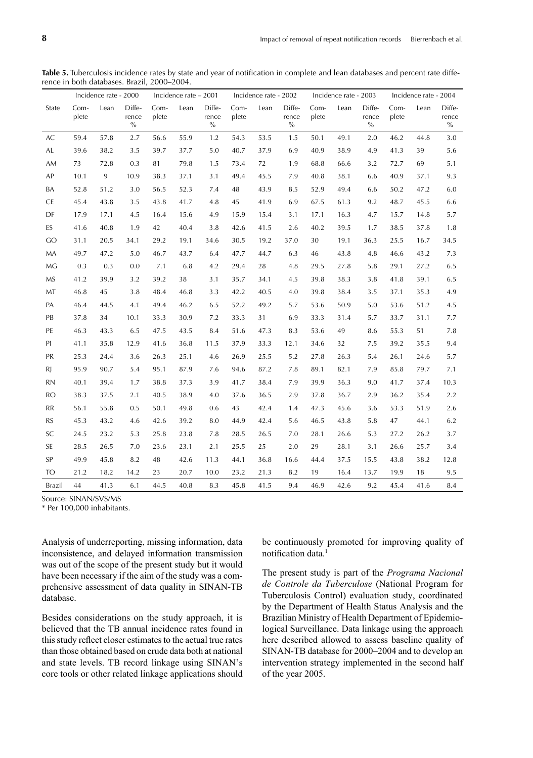**Table 5.** Tuberculosis incidence rates by state and year of notification in complete and lean databases and percent rate difference in both databases. Brazil, 2000–2004.

| State | Incidence rate - 2000 | | | Incidence rate – 2001 | | | Incidence rate - 2002 | | | Incidence rate - 2003 | | | Incidence rate - 2004 | | |
|---|---|---|---|---|---|---|---|---|---|---|---|---|---|---|---|
| | Complete | Lean | Difference % | Complete | Lean | Difference % | Complete | Lean | Difference % | Complete | Lean | Difference % | Complete | Lean | Difference % |
| AC | 59.4 | 57.8 | 2.7 | 56.6 | 55.9 | 1.2 | 54.3 | 53.5 | 1.5 | 50.1 | 49.1 | 2.0 | 46.2 | 44.8 | 3.0 |
| AL | 39.6 | 38.2 | 3.5 | 39.7 | 37.7 | 5.0 | 40.7 | 37.9 | 6.9 | 40.9 | 38.9 | 4.9 | 41.3 | 39 | 5.6 |
| AM | 73 | 72.8 | 0.3 | 81 | 79.8 | 1.5 | 73.4 | 72 | 1.9 | 68.8 | 66.6 | 3.2 | 72.7 | 69 | 5.1 |
| AP | 10.1 | 9 | 10.9 | 38.3 | 37.1 | 3.1 | 49.4 | 45.5 | 7.9 | 40.8 | 38.1 | 6.6 | 40.9 | 37.1 | 9.3 |
| BA | 52.8 | 51.2 | 3.0 | 56.5 | 52.3 | 7.4 | 48 | 43.9 | 8.5 | 52.9 | 49.4 | 6.6 | 50.2 | 47.2 | 6.0 |
| CE | 45.4 | 43.8 | 3.5 | 43.8 | 41.7 | 4.8 | 45 | 41.9 | 6.9 | 67.5 | 61.3 | 9.2 | 48.7 | 45.5 | 6.6 |
| DF | 17.9 | 17.1 | 4.5 | 16.4 | 15.6 | 4.9 | 15.9 | 15.4 | 3.1 | 17.1 | 16.3 | 4.7 | 15.7 | 14.8 | 5.7 |
| ES | 41.6 | 40.8 | 1.9 | 42 | 40.4 | 3.8 | 42.6 | 41.5 | 2.6 | 40.2 | 39.5 | 1.7 | 38.5 | 37.8 | 1.8 |
| GO | 31.1 | 20.5 | 34.1 | 29.2 | 19.1 | 34.6 | 30.5 | 19.2 | 37.0 | 30 | 19.1 | 36.3 | 25.5 | 16.7 | 34.5 |
| MA | 49.7 | 47.2 | 5.0 | 46.7 | 43.7 | 6.4 | 47.7 | 44.7 | 6.3 | 46 | 43.8 | 4.8 | 46.6 | 43.2 | 7.3 |
| MG | 0.3 | 0.3 | 0.0 | 7.1 | 6.8 | 4.2 | 29.4 | 28 | 4.8 | 29.5 | 27.8 | 5.8 | 29.1 | 27.2 | 6.5 |
| MS | 41.2 | 39.9 | 3.2 | 39.2 | 38 | 3.1 | 35.7 | 34.1 | 4.5 | 39.8 | 38.3 | 3.8 | 41.8 | 39.1 | 6.5 |
| MT | 46.8 | 45 | 3.8 | 48.4 | 46.8 | 3.3 | 42.2 | 40.5 | 4.0 | 39.8 | 38.4 | 3.5 | 37.1 | 35.3 | 4.9 |
| PA | 46.4 | 44.5 | 4.1 | 49.4 | 46.2 | 6.5 | 52.2 | 49.2 | 5.7 | 53.6 | 50.9 | 5.0 | 53.6 | 51.2 | 4.5 |
| PB | 37.8 | 34 | 10.1 | 33.3 | 30.9 | 7.2 | 33.3 | 31 | 6.9 | 33.3 | 31.4 | 5.7 | 33.7 | 31.1 | 7.7 |
| PE | 46.3 | 43.3 | 6.5 | 47.5 | 43.5 | 8.4 | 51.6 | 47.3 | 8.3 | 53.6 | 49 | 8.6 | 55.3 | 51 | 7.8 |
| PI | 41.1 | 35.8 | 12.9 | 41.6 | 36.8 | 11.5 | 37.9 | 33.3 | 12.1 | 34.6 | 32 | 7.5 | 39.2 | 35.5 | 9.4 |
| PR | 25.3 | 24.4 | 3.6 | 26.3 | 25.1 | 4.6 | 26.9 | 25.5 | 5.2 | 27.8 | 26.3 | 5.4 | 26.1 | 24.6 | 5.7 |
| RJ | 95.9 | 90.7 | 5.4 | 95.1 | 87.9 | 7.6 | 94.6 | 87.2 | 7.8 | 89.1 | 82.1 | 7.9 | 85.8 | 79.7 | 7.1 |
| RN | 40.1 | 39.4 | 1.7 | 38.8 | 37.3 | 3.9 | 41.7 | 38.4 | 7.9 | 39.9 | 36.3 | 9.0 | 41.7 | 37.4 | 10.3 |
| RO | 38.3 | 37.5 | 2.1 | 40.5 | 38.9 | 4.0 | 37.6 | 36.5 | 2.9 | 37.8 | 36.7 | 2.9 | 36.2 | 35.4 | 2.2 |
| RR | 56.1 | 55.8 | 0.5 | 50.1 | 49.8 | 0.6 | 43 | 42.4 | 1.4 | 47.3 | 45.6 | 3.6 | 53.3 | 51.9 | 2.6 |
| RS | 45.3 | 43.2 | 4.6 | 42.6 | 39.2 | 8.0 | 44.9 | 42.4 | 5.6 | 46.5 | 43.8 | 5.8 | 47 | 44.1 | 6.2 |
| SC | 24.5 | 23.2 | 5.3 | 25.8 | 23.8 | 7.8 | 28.5 | 26.5 | 7.0 | 28.1 | 26.6 | 5.3 | 27.2 | 26.2 | 3.7 |
| SE | 28.5 | 26.5 | 7.0 | 23.6 | 23.1 | 2.1 | 25.5 | 25 | 2.0 | 29 | 28.1 | 3.1 | 26.6 | 25.7 | 3.4 |
| SP | 49.9 | 45.8 | 8.2 | 48 | 42.6 | 11.3 | 44.1 | 36.8 | 16.6 | 44.4 | 37.5 | 15.5 | 43.8 | 38.2 | 12.8 |
| TO | 21.2 | 18.2 | 14.2 | 23 | 20.7 | 10.0 | 23.2 | 21.3 | 8.2 | 19 | 16.4 | 13.7 | 19.9 | 18 | 9.5 |
| Brazil | 44 | 41.3 | 6.1 | 44.5 | 40.8 | 8.3 | 45.8 | 41.5 | 9.4 | 46.9 | 42.6 | 9.2 | 45.4 | 41.6 | 8.4 |

Source: SINAN/SVS/MS

\* Per 100,000 inhabitants.

Analysis of underreporting, missing information, data inconsistence, and delayed information transmission was out of the scope of the present study but it would have been necessary if the aim of the study was a comprehensive assessment of data quality in SINAN-TB database.

Besides considerations on the study approach, it is believed that the TB annual incidence rates found in this study reflect closer estimates to the actual true rates than those obtained based on crude data both at national and state levels. TB record linkage using SINAN's core tools or other related linkage applications should be continuously promoted for improving quality of notification data.[1]

The present study is part of the *Programa Nacional de Controle da Tuberculose* (National Program for Tuberculosis Control) evaluation study, coordinated by the Department of Health Status Analysis and the Brazilian Ministry of Health Department of Epidemiological Surveillance. Data linkage using the approach here described allowed to assess baseline quality of SINAN-TB database for 2000–2004 and to develop an intervention strategy implemented in the second half of the year 2005.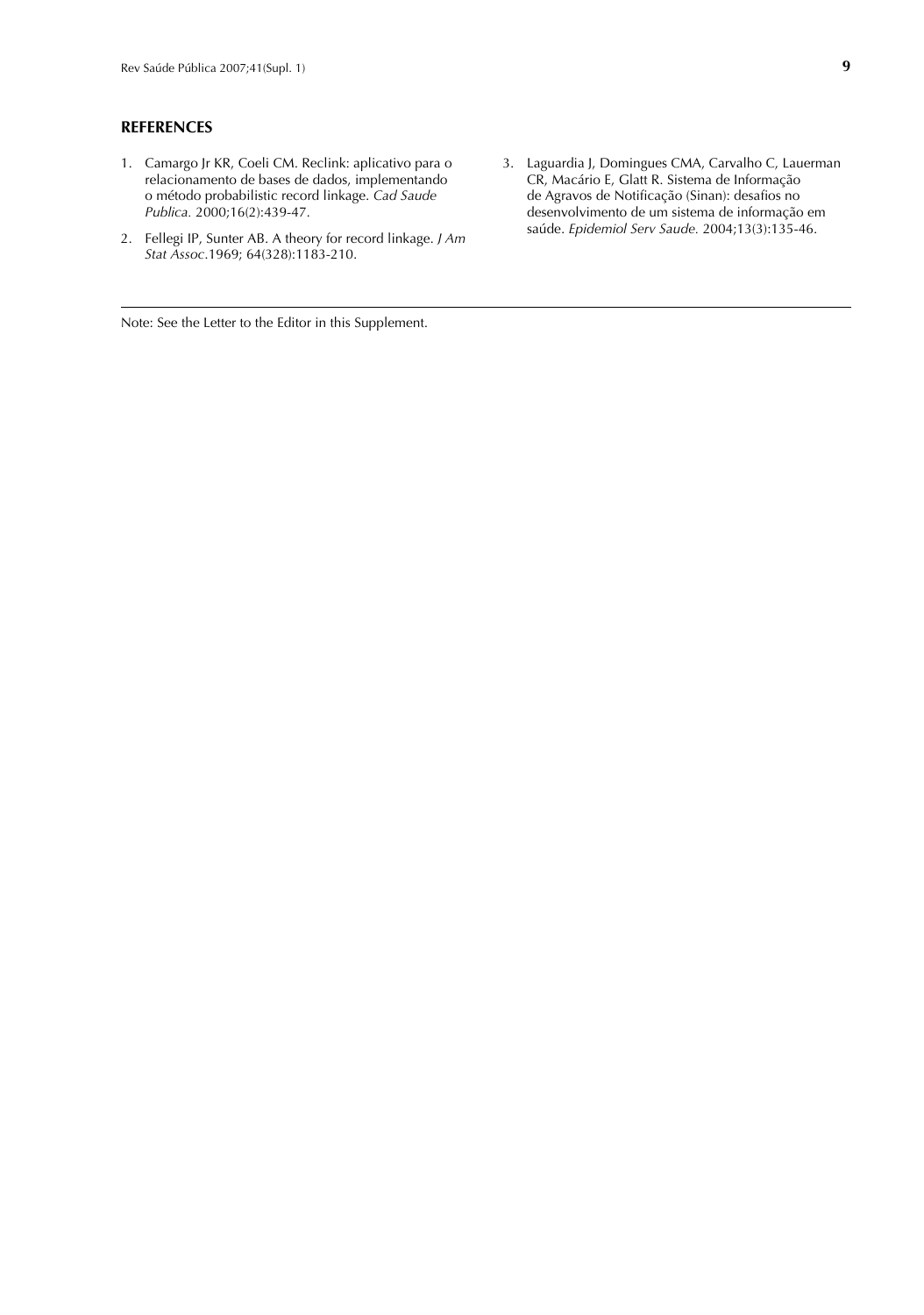## REFERENCES

1. Camargo Jr KR, Coeli CM. Reclink: aplicativo para o relacionamento de bases de dados, implementando o método probabilistic record linkage. *Cad Saude Publica.* 2000;16(2):439-47.
2. Fellegi IP, Sunter AB. A theory for record linkage. *J Am Stat Assoc*.1969; 64(328):1183-210.
3. Laguardia J, Domingues CMA, Carvalho C, Lauerman CR, Macário E, Glatt R. Sistema de Informação de Agravos de Notificação (Sinan): desafios no desenvolvimento de um sistema de informação em saúde. *Epidemiol Serv Saude.* 2004;13(3):135-46.

---

Note: See the Letter to the Editor in this Supplement.